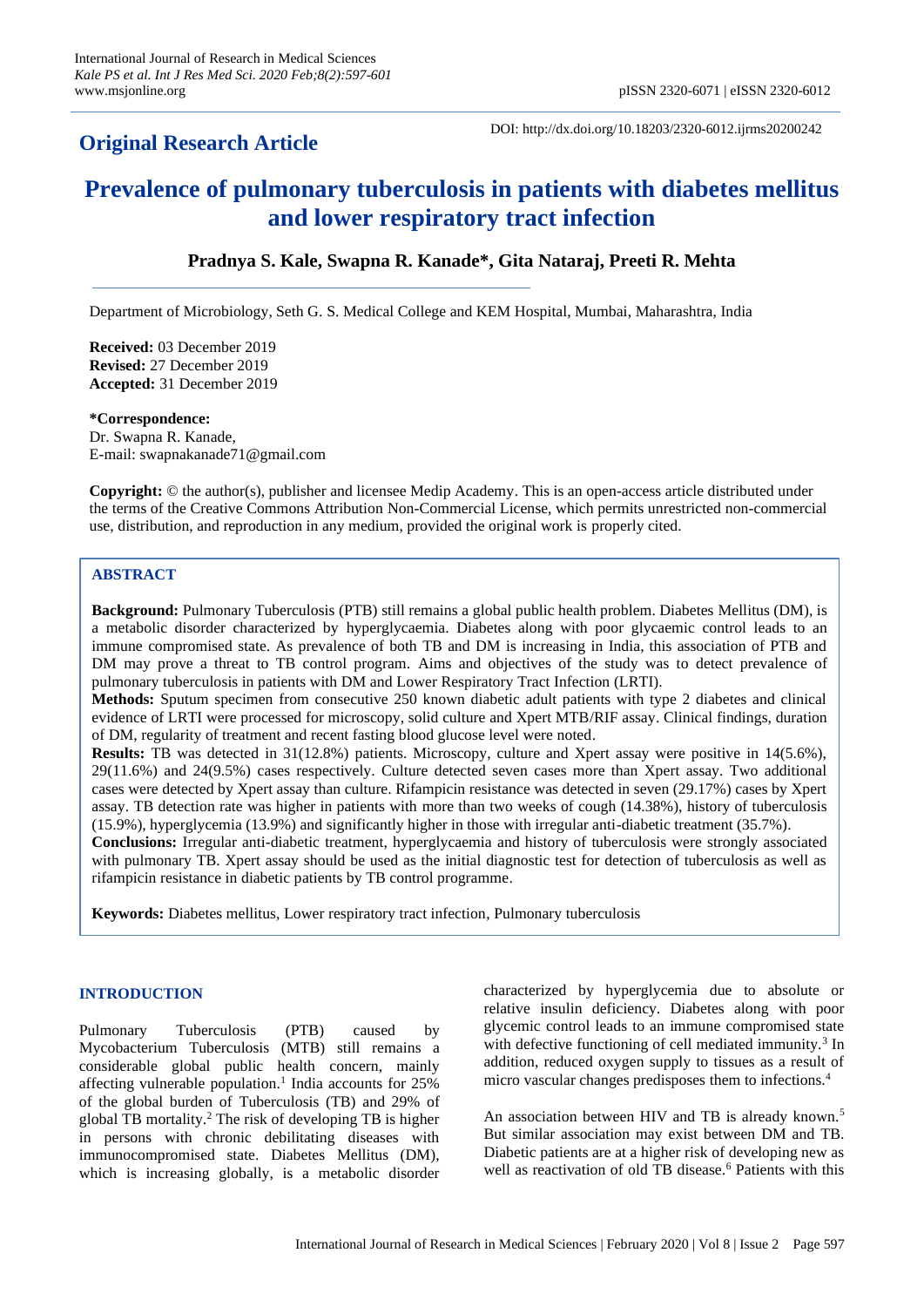## Original Research Article

DOI: http://dx.doi.org/10.18203/2320-6012.ijrms20200242

# Prevalence of pulmonary tuberculosis in patients with diabetes mellitus and lower respiratory tract infection

**Pradnya S. Kale, Swapna R. Kanade\*, Gita Nataraj, Preeti R. Mehta**

Department of Microbiology, Seth G. S. Medical College and KEM Hospital, Mumbai, Maharashtra, India

**Received:** 03 December 2019
**Revised:** 27 December 2019
**Accepted:** 31 December 2019

**\*Correspondence:**
Dr. Swapna R. Kanade,
E-mail: swapnakanade71@gmail.com

**Copyright:** © the author(s), publisher and licensee Medip Academy. This is an open-access article distributed under the terms of the Creative Commons Attribution Non-Commercial License, which permits unrestricted non-commercial use, distribution, and reproduction in any medium, provided the original work is properly cited.

## ABSTRACT

**Background:** Pulmonary Tuberculosis (PTB) still remains a global public health problem. Diabetes Mellitus (DM), is a metabolic disorder characterized by hyperglycaemia. Diabetes along with poor glycaemic control leads to an immune compromised state. As prevalence of both TB and DM is increasing in India, this association of PTB and DM may prove a threat to TB control program. Aims and objectives of the study was to detect prevalence of pulmonary tuberculosis in patients with DM and Lower Respiratory Tract Infection (LRTI).

**Methods:** Sputum specimen from consecutive 250 known diabetic adult patients with type 2 diabetes and clinical evidence of LRTI were processed for microscopy, solid culture and Xpert MTB/RIF assay. Clinical findings, duration of DM, regularity of treatment and recent fasting blood glucose level were noted.

**Results:** TB was detected in 31(12.8%) patients. Microscopy, culture and Xpert assay were positive in 14(5.6%), 29(11.6%) and 24(9.5%) cases respectively. Culture detected seven cases more than Xpert assay. Two additional cases were detected by Xpert assay than culture. Rifampicin resistance was detected in seven (29.17%) cases by Xpert assay. TB detection rate was higher in patients with more than two weeks of cough (14.38%), history of tuberculosis (15.9%), hyperglycemia (13.9%) and significantly higher in those with irregular anti-diabetic treatment (35.7%).

**Conclusions:** Irregular anti-diabetic treatment, hyperglycaemia and history of tuberculosis were strongly associated with pulmonary TB. Xpert assay should be used as the initial diagnostic test for detection of tuberculosis as well as rifampicin resistance in diabetic patients by TB control programme.

**Keywords:** Diabetes mellitus, Lower respiratory tract infection, Pulmonary tuberculosis

## INTRODUCTION

Pulmonary Tuberculosis (PTB) caused by Mycobacterium Tuberculosis (MTB) still remains a considerable global public health concern, mainly affecting vulnerable population.[1] India accounts for 25% of the global burden of Tuberculosis (TB) and 29% of global TB mortality.[2] The risk of developing TB is higher in persons with chronic debilitating diseases with immunocompromised state. Diabetes Mellitus (DM), which is increasing globally, is a metabolic disorder characterized by hyperglycemia due to absolute or relative insulin deficiency. Diabetes along with poor glycemic control leads to an immune compromised state with defective functioning of cell mediated immunity.[3] In addition, reduced oxygen supply to tissues as a result of micro vascular changes predisposes them to infections.[4]

An association between HIV and TB is already known.[5] But similar association may exist between DM and TB. Diabetic patients are at a higher risk of developing new as well as reactivation of old TB disease.[6] Patients with this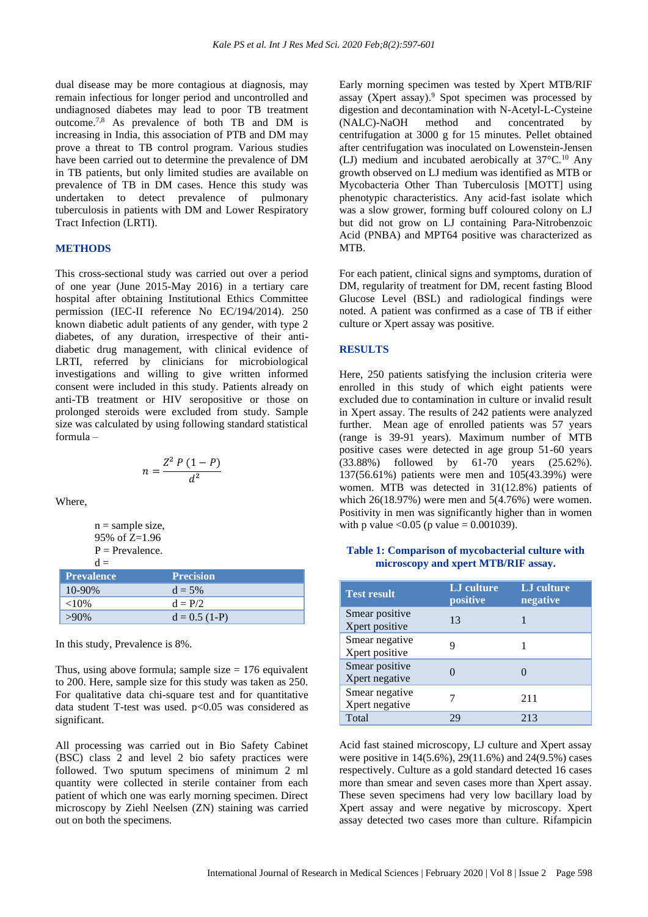dual disease may be more contagious at diagnosis, may remain infectious for longer period and uncontrolled and undiagnosed diabetes may lead to poor TB treatment outcome.[7,8] As prevalence of both TB and DM is increasing in India, this association of PTB and DM may prove a threat to TB control program. Various studies have been carried out to determine the prevalence of DM in TB patients, but only limited studies are available on prevalence of TB in DM cases. Hence this study was undertaken to detect prevalence of pulmonary tuberculosis in patients with DM and Lower Respiratory Tract Infection (LRTI).

## METHODS

This cross-sectional study was carried out over a period of one year (June 2015-May 2016) in a tertiary care hospital after obtaining Institutional Ethics Committee permission (IEC-II reference No EC/194/2014). 250 known diabetic adult patients of any gender, with type 2 diabetes, of any duration, irrespective of their anti-diabetic drug management, with clinical evidence of LRTI, referred by clinicians for microbiological investigations and willing to give written informed consent were included in this study. Patients already on anti-TB treatment or HIV seropositive or those on prolonged steroids were excluded from study. Sample size was calculated by using following standard statistical formula –

$$n = \frac{Z^2\, P\, (1 - P)}{d^2}$$

Where,

n = sample size,
95% of Z=1.96
P = Prevalence.
d =

| Prevalence | Precision |
|---|---|
| 10-90% | d = 5% |
| <10% | d = P/2 |
| >90% | d = 0.5 (1-P) |

In this study, Prevalence is 8%.

Thus, using above formula; sample size = 176 equivalent to 200. Here, sample size for this study was taken as 250. For qualitative data chi-square test and for quantitative data student T-test was used. p<0.05 was considered as significant.

All processing was carried out in Bio Safety Cabinet (BSC) class 2 and level 2 bio safety practices were followed. Two sputum specimens of minimum 2 ml quantity were collected in sterile container from each patient of which one was early morning specimen. Direct microscopy by Ziehl Neelsen (ZN) staining was carried out on both the specimens.

Early morning specimen was tested by Xpert MTB/RIF assay (Xpert assay).[9] Spot specimen was processed by digestion and decontamination with N-Acetyl-L-Cysteine (NALC)-NaOH method and concentrated by centrifugation at 3000 g for 15 minutes. Pellet obtained after centrifugation was inoculated on Lowenstein-Jensen (LJ) medium and incubated aerobically at 37°C.[10] Any growth observed on LJ medium was identified as MTB or Mycobacteria Other Than Tuberculosis [MOTT] using phenotypic characteristics. Any acid-fast isolate which was a slow grower, forming buff coloured colony on LJ but did not grow on LJ containing Para-Nitrobenzoic Acid (PNBA) and MPT64 positive was characterized as MTB.

For each patient, clinical signs and symptoms, duration of DM, regularity of treatment for DM, recent fasting Blood Glucose Level (BSL) and radiological findings were noted. A patient was confirmed as a case of TB if either culture or Xpert assay was positive.

## RESULTS

Here, 250 patients satisfying the inclusion criteria were enrolled in this study of which eight patients were excluded due to contamination in culture or invalid result in Xpert assay. The results of 242 patients were analyzed further. Mean age of enrolled patients was 57 years (range is 39-91 years). Maximum number of MTB positive cases were detected in age group 51-60 years (33.88%) followed by 61-70 years (25.62%). 137(56.61%) patients were men and 105(43.39%) were women. MTB was detected in 31(12.8%) patients of which 26(18.97%) were men and 5(4.76%) were women. Positivity in men was significantly higher than in women with p value <0.05 (p value = 0.001039).

**Table 1: Comparison of mycobacterial culture with microscopy and xpert MTB/RIF assay.**

| Test result | LJ culture positive | LJ culture negative |
|---|---|---|
| Smear positive Xpert positive | 13 | 1 |
| Smear negative Xpert positive | 9 | 1 |
| Smear positive Xpert negative | 0 | 0 |
| Smear negative Xpert negative | 7 | 211 |
| Total | 29 | 213 |

Acid fast stained microscopy, LJ culture and Xpert assay were positive in 14(5.6%), 29(11.6%) and 24(9.5%) cases respectively. Culture as a gold standard detected 16 cases more than smear and seven cases more than Xpert assay. These seven specimens had very low bacillary load by Xpert assay and were negative by microscopy. Xpert assay detected two cases more than culture. Rifampicin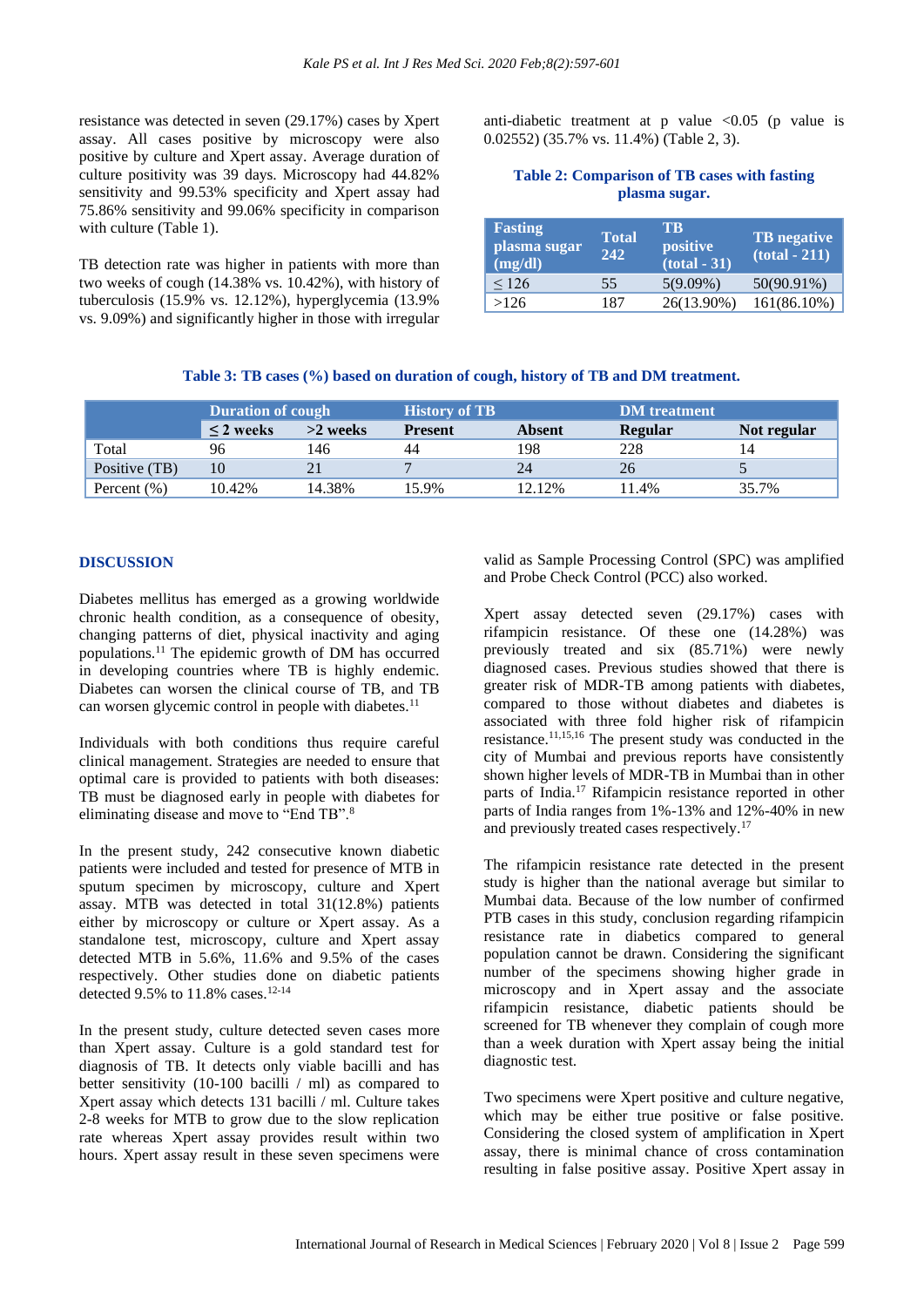resistance was detected in seven (29.17%) cases by Xpert assay. All cases positive by microscopy were also positive by culture and Xpert assay. Average duration of culture positivity was 39 days. Microscopy had 44.82% sensitivity and 99.53% specificity and Xpert assay had 75.86% sensitivity and 99.06% specificity in comparison with culture (Table 1).

TB detection rate was higher in patients with more than two weeks of cough (14.38% vs. 10.42%), with history of tuberculosis (15.9% vs. 12.12%), hyperglycemia (13.9% vs. 9.09%) and significantly higher in those with irregular anti-diabetic treatment at p value <0.05 (p value is 0.02552) (35.7% vs. 11.4%) (Table 2, 3).

**Table 2: Comparison of TB cases with fasting plasma sugar.**

| Fasting plasma sugar (mg/dl) | Total 242 | TB positive (total - 31) | TB negative (total - 211) |
|---|---|---|---|
| ≤ 126 | 55 | 5(9.09%) | 50(90.91%) |
| >126 | 187 | 26(13.90%) | 161(86.10%) |

**Table 3: TB cases (%) based on duration of cough, history of TB and DM treatment.**

| | Duration of cough | | History of TB | | DM treatment | |
|---|---|---|---|---|---|---|
| | ≤ 2 weeks | >2 weeks | Present | Absent | Regular | Not regular |
| Total | 96 | 146 | 44 | 198 | 228 | 14 |
| Positive (TB) | 10 | 21 | 7 | 24 | 26 | 5 |
| Percent (%) | 10.42% | 14.38% | 15.9% | 12.12% | 11.4% | 35.7% |

## DISCUSSION

Diabetes mellitus has emerged as a growing worldwide chronic health condition, as a consequence of obesity, changing patterns of diet, physical inactivity and aging populations.[11] The epidemic growth of DM has occurred in developing countries where TB is highly endemic. Diabetes can worsen the clinical course of TB, and TB can worsen glycemic control in people with diabetes.[11]

Individuals with both conditions thus require careful clinical management. Strategies are needed to ensure that optimal care is provided to patients with both diseases: TB must be diagnosed early in people with diabetes for eliminating disease and move to "End TB".[8]

In the present study, 242 consecutive known diabetic patients were included and tested for presence of MTB in sputum specimen by microscopy, culture and Xpert assay. MTB was detected in total 31(12.8%) patients either by microscopy or culture or Xpert assay. As a standalone test, microscopy, culture and Xpert assay detected MTB in 5.6%, 11.6% and 9.5% of the cases respectively. Other studies done on diabetic patients detected 9.5% to 11.8% cases.[12-14]

In the present study, culture detected seven cases more than Xpert assay. Culture is a gold standard test for diagnosis of TB. It detects only viable bacilli and has better sensitivity (10-100 bacilli / ml) as compared to Xpert assay which detects 131 bacilli / ml. Culture takes 2-8 weeks for MTB to grow due to the slow replication rate whereas Xpert assay provides result within two hours. Xpert assay result in these seven specimens were valid as Sample Processing Control (SPC) was amplified and Probe Check Control (PCC) also worked.

Xpert assay detected seven (29.17%) cases with rifampicin resistance. Of these one (14.28%) was previously treated and six (85.71%) were newly diagnosed cases. Previous studies showed that there is greater risk of MDR-TB among patients with diabetes, compared to those without diabetes and diabetes is associated with three fold higher risk of rifampicin resistance.[11,15,16] The present study was conducted in the city of Mumbai and previous reports have consistently shown higher levels of MDR-TB in Mumbai than in other parts of India.[17] Rifampicin resistance reported in other parts of India ranges from 1%-13% and 12%-40% in new and previously treated cases respectively.[17]

The rifampicin resistance rate detected in the present study is higher than the national average but similar to Mumbai data. Because of the low number of confirmed PTB cases in this study, conclusion regarding rifampicin resistance rate in diabetics compared to general population cannot be drawn. Considering the significant number of the specimens showing higher grade in microscopy and in Xpert assay and the associate rifampicin resistance, diabetic patients should be screened for TB whenever they complain of cough more than a week duration with Xpert assay being the initial diagnostic test.

Two specimens were Xpert positive and culture negative, which may be either true positive or false positive. Considering the closed system of amplification in Xpert assay, there is minimal chance of cross contamination resulting in false positive assay. Positive Xpert assay in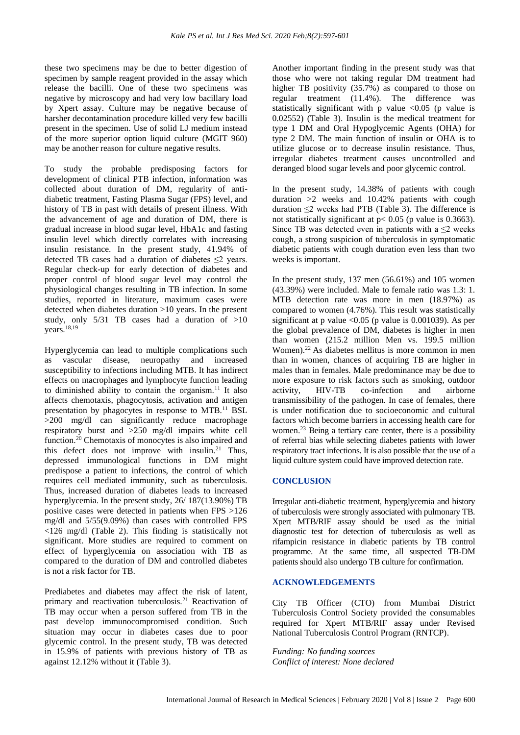these two specimens may be due to better digestion of specimen by sample reagent provided in the assay which release the bacilli. One of these two specimens was negative by microscopy and had very low bacillary load by Xpert assay. Culture may be negative because of harsher decontamination procedure killed very few bacilli present in the specimen. Use of solid LJ medium instead of the more superior option liquid culture (MGIT 960) may be another reason for culture negative results.

To study the probable predisposing factors for development of clinical PTB infection, information was collected about duration of DM, regularity of anti-diabetic treatment, Fasting Plasma Sugar (FPS) level, and history of TB in past with details of present illness. With the advancement of age and duration of DM, there is gradual increase in blood sugar level, HbA1c and fasting insulin level which directly correlates with increasing insulin resistance. In the present study, 41.94% of detected TB cases had a duration of diabetes ≤2 years. Regular check-up for early detection of diabetes and proper control of blood sugar level may control the physiological changes resulting in TB infection. In some studies, reported in literature, maximum cases were detected when diabetes duration >10 years. In the present study, only 5/31 TB cases had a duration of >10 years.[18,19]

Hyperglycemia can lead to multiple complications such as vascular disease, neuropathy and increased susceptibility to infections including MTB. It has indirect effects on macrophages and lymphocyte function leading to diminished ability to contain the organism.[11] It also affects chemotaxis, phagocytosis, activation and antigen presentation by phagocytes in response to MTB.[11] BSL >200 mg/dl can significantly reduce macrophage respiratory burst and >250 mg/dl impairs white cell function.[20] Chemotaxis of monocytes is also impaired and this defect does not improve with insulin.[21] Thus, depressed immunological functions in DM might predispose a patient to infections, the control of which requires cell mediated immunity, such as tuberculosis. Thus, increased duration of diabetes leads to increased hyperglycemia. In the present study, 26/ 187(13.90%) TB positive cases were detected in patients when FPS >126 mg/dl and 5/55(9.09%) than cases with controlled FPS <126 mg/dl (Table 2). This finding is statistically not significant. More studies are required to comment on effect of hyperglycemia on association with TB as compared to the duration of DM and controlled diabetes is not a risk factor for TB.

Prediabetes and diabetes may affect the risk of latent, primary and reactivation tuberculosis.[21] Reactivation of TB may occur when a person suffered from TB in the past develop immunocompromised condition. Such situation may occur in diabetes cases due to poor glycemic control. In the present study, TB was detected in 15.9% of patients with previous history of TB as against 12.12% without it (Table 3).

Another important finding in the present study was that those who were not taking regular DM treatment had higher TB positivity (35.7%) as compared to those on regular treatment (11.4%). The difference was statistically significant with p value <0.05 (p value is 0.02552) (Table 3). Insulin is the medical treatment for type 1 DM and Oral Hypoglycemic Agents (OHA) for type 2 DM. The main function of insulin or OHA is to utilize glucose or to decrease insulin resistance. Thus, irregular diabetes treatment causes uncontrolled and deranged blood sugar levels and poor glycemic control.

In the present study, 14.38% of patients with cough duration >2 weeks and 10.42% patients with cough duration ≤2 weeks had PTB (Table 3). The difference is not statistically significant at p< 0.05 (p value is 0.3663). Since TB was detected even in patients with a ≤2 weeks cough, a strong suspicion of tuberculosis in symptomatic diabetic patients with cough duration even less than two weeks is important.

In the present study, 137 men (56.61%) and 105 women (43.39%) were included. Male to female ratio was 1.3: 1. MTB detection rate was more in men (18.97%) as compared to women (4.76%). This result was statistically significant at p value <0.05 (p value is 0.001039). As per the global prevalence of DM, diabetes is higher in men than women (215.2 million Men vs. 199.5 million Women).[22] As diabetes mellitus is more common in men than in women, chances of acquiring TB are higher in males than in females. Male predominance may be due to more exposure to risk factors such as smoking, outdoor activity, HIV-TB co-infection and airborne transmissibility of the pathogen. In case of females, there is under notification due to socioeconomic and cultural factors which become barriers in accessing health care for women.[23] Being a tertiary care center, there is a possibility of referral bias while selecting diabetes patients with lower respiratory tract infections. It is also possible that the use of a liquid culture system could have improved detection rate.

## CONCLUSION

Irregular anti-diabetic treatment, hyperglycemia and history of tuberculosis were strongly associated with pulmonary TB. Xpert MTB/RIF assay should be used as the initial diagnostic test for detection of tuberculosis as well as rifampicin resistance in diabetic patients by TB control programme. At the same time, all suspected TB-DM patients should also undergo TB culture for confirmation.

## ACKNOWLEDGEMENTS

City TB Officer (CTO) from Mumbai District Tuberculosis Control Society provided the consumables required for Xpert MTB/RIF assay under Revised National Tuberculosis Control Program (RNTCP).

*Funding: No funding sources*
*Conflict of interest: None declared*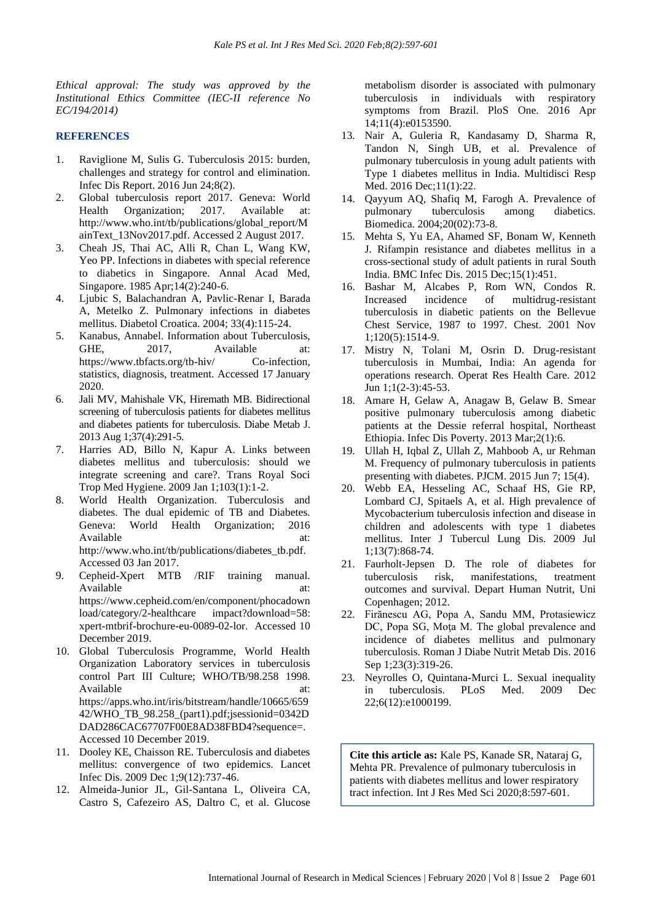*Ethical approval: The study was approved by the Institutional Ethics Committee (IEC-II reference No EC/194/2014)*

## REFERENCES

1. Raviglione M, Sulis G. Tuberculosis 2015: burden, challenges and strategy for control and elimination. Infec Dis Report. 2016 Jun 24;8(2).
2. Global tuberculosis report 2017. Geneva: World Health Organization; 2017. Available at: http://www.who.int/tb/publications/global_report/MainText_13Nov2017.pdf. Accessed 2 August 2017.
3. Cheah JS, Thai AC, Alli R, Chan L, Wang KW, Yeo PP. Infections in diabetes with special reference to diabetics in Singapore. Annal Acad Med, Singapore. 1985 Apr;14(2):240-6.
4. Ljubic S, Balachandran A, Pavlic-Renar I, Barada A, Metelko Z. Pulmonary infections in diabetes mellitus. Diabetol Croatica. 2004; 33(4):115-24.
5. Kanabus, Annabel. Information about Tuberculosis, GHE, 2017, Available at: https://www.tbfacts.org/tb-hiv/ Co-infection, statistics, diagnosis, treatment. Accessed 17 January 2020.
6. Jali MV, Mahishale VK, Hiremath MB. Bidirectional screening of tuberculosis patients for diabetes mellitus and diabetes patients for tuberculosis. Diabe Metab J. 2013 Aug 1;37(4):291-5.
7. Harries AD, Billo N, Kapur A. Links between diabetes mellitus and tuberculosis: should we integrate screening and care?. Trans Royal Soci Trop Med Hygiene. 2009 Jan 1;103(1):1-2.
8. World Health Organization. Tuberculosis and diabetes. The dual epidemic of TB and Diabetes. Geneva: World Health Organization; 2016 Available at: http://www.who.int/tb/publications/diabetes_tb.pdf. Accessed 03 Jan 2017.
9. Cepheid-Xpert MTB /RIF training manual. Available at: https://www.cepheid.com/en/component/phocadownload/category/2-healthcare impact?download=58: xpert-mtbrif-brochure-eu-0089-02-lor. Accessed 10 December 2019.
10. Global Tuberculosis Programme, World Health Organization Laboratory services in tuberculosis control Part III Culture; WHO/TB/98.258 1998. Available at: https://apps.who.int/iris/bitstream/handle/10665/65942/WHO_TB_98.258_(part1).pdf;jsessionid=0342DDAD286CAC67707F00E8AD38FBD4?sequence=. Accessed 10 December 2019.
11. Dooley KE, Chaisson RE. Tuberculosis and diabetes mellitus: convergence of two epidemics. Lancet Infec Dis. 2009 Dec 1;9(12):737-46.
12. Almeida-Junior JL, Gil-Santana L, Oliveira CA, Castro S, Cafezeiro AS, Daltro C, et al. Glucose metabolism disorder is associated with pulmonary tuberculosis in individuals with respiratory symptoms from Brazil. PloS One. 2016 Apr 14;11(4):e0153590.
13. Nair A, Guleria R, Kandasamy D, Sharma R, Tandon N, Singh UB, et al. Prevalence of pulmonary tuberculosis in young adult patients with Type 1 diabetes mellitus in India. Multidisci Resp Med. 2016 Dec;11(1):22.
14. Qayyum AQ, Shafiq M, Farogh A. Prevalence of pulmonary tuberculosis among diabetics. Biomedica. 2004;20(02):73-8.
15. Mehta S, Yu EA, Ahamed SF, Bonam W, Kenneth J. Rifampin resistance and diabetes mellitus in a cross-sectional study of adult patients in rural South India. BMC Infec Dis. 2015 Dec;15(1):451.
16. Bashar M, Alcabes P, Rom WN, Condos R. Increased incidence of multidrug-resistant tuberculosis in diabetic patients on the Bellevue Chest Service, 1987 to 1997. Chest. 2001 Nov 1;120(5):1514-9.
17. Mistry N, Tolani M, Osrin D. Drug-resistant tuberculosis in Mumbai, India: An agenda for operations research. Operat Res Health Care. 2012 Jun 1;1(2-3):45-53.
18. Amare H, Gelaw A, Anagaw B, Gelaw B. Smear positive pulmonary tuberculosis among diabetic patients at the Dessie referral hospital, Northeast Ethiopia. Infec Dis Poverty. 2013 Mar;2(1):6.
19. Ullah H, Iqbal Z, Ullah Z, Mahboob A, ur Rehman M. Frequency of pulmonary tuberculosis in patients presenting with diabetes. PJCM. 2015 Jun 7; 15(4).
20. Webb EA, Hesseling AC, Schaaf HS, Gie RP, Lombard CJ, Spitaels A, et al. High prevalence of Mycobacterium tuberculosis infection and disease in children and adolescents with type 1 diabetes mellitus. Inter J Tubercul Lung Dis. 2009 Jul 1;13(7):868-74.
21. Faurholt-Jepsen D. The role of diabetes for tuberculosis risk, manifestations, treatment outcomes and survival. Depart Human Nutrit, Uni Copenhagen; 2012.
22. Firănescu AG, Popa A, Sandu MM, Protasiewicz DC, Popa SG, Moța M. The global prevalence and incidence of diabetes mellitus and pulmonary tuberculosis. Roman J Diabe Nutrit Metab Dis. 2016 Sep 1;23(3):319-26.
23. Neyrolles O, Quintana-Murci L. Sexual inequality in tuberculosis. PLoS Med. 2009 Dec 22;6(12):e1000199.

**Cite this article as:** Kale PS, Kanade SR, Nataraj G, Mehta PR. Prevalence of pulmonary tuberculosis in patients with diabetes mellitus and lower respiratory tract infection. Int J Res Med Sci 2020;8:597-601.